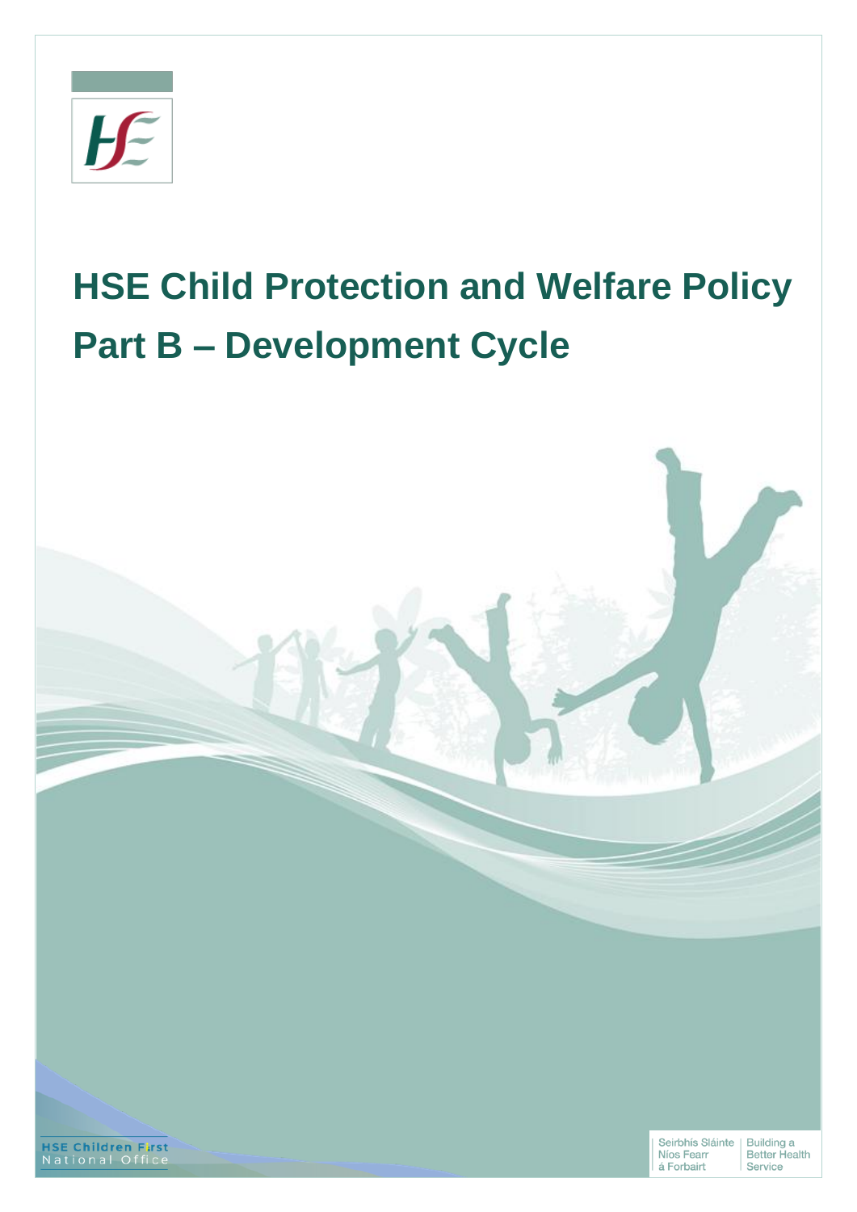# HSE Child Protection and Welfare Policy

# Part B – Development Cycle

HSE Children First
National Office

Seirbhís Sláinte Níos Fearr á Forbairt | Building a Better Health Service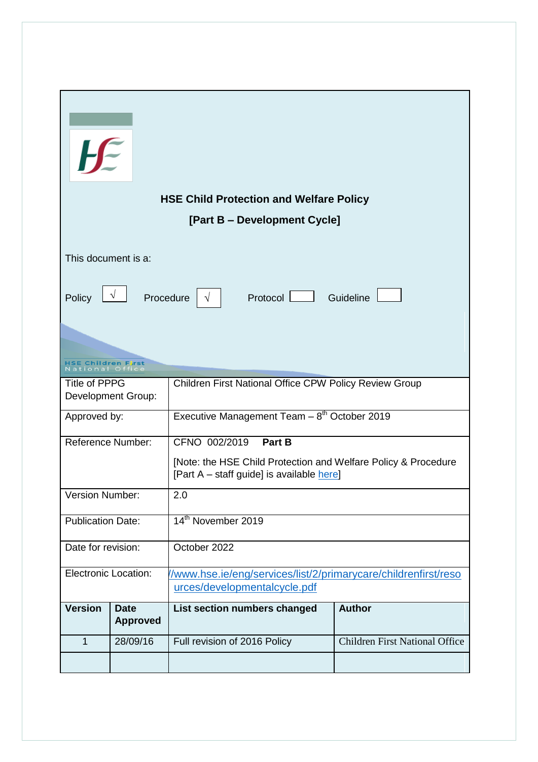# HSE Child Protection and Welfare Policy

## [Part B – Development Cycle]

This document is a:

Policy √ Procedure √ Protocol Guideline

HSE Children First National Office

| Title of PPPG Development Group: | Children First National Office CPW Policy Review Group | | |
|---|---|---|---|
| Approved by: | Executive Management Team – 8th October 2019 | | |
| Reference Number: | CFNO 002/2019 **Part B**<br><br>[Note: the HSE Child Protection and Welfare Policy & Procedure [Part A – staff guide] is available here] | | |
| Version Number: | 2.0 | | |
| Publication Date: | 14th November 2019 | | |
| Date for revision: | October 2022 | | |
| Electronic Location: | //www.hse.ie/eng/services/list/2/primarycare/childrenfirst/resources/developmentalcycle.pdf | | |

| Version | Date Approved | List section numbers changed | Author |
|---|---|---|---|
| 1 | 28/09/16 | Full revision of 2016 Policy | Children First National Office |
| | | | |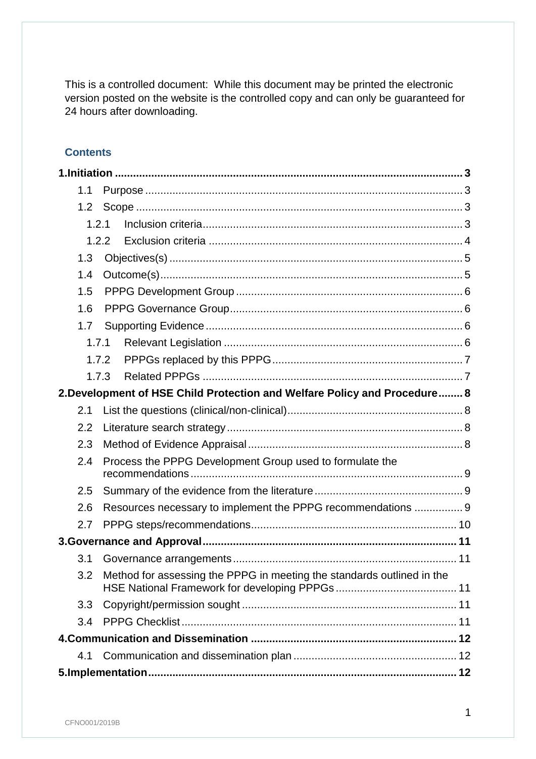This is a controlled document: While this document may be printed the electronic version posted on the website is the controlled copy and can only be guaranteed for 24 hours after downloading.

## Contents

**1.Initiation ........................................................................................................ 3**

- 1.1 Purpose ........................................................................................................ 3
- 1.2 Scope ........................................................................................................... 3
  - 1.2.1 Inclusion criteria ..................................................................................... 3
  - 1.2.2 Exclusion criteria ................................................................................... 4
- 1.3 Objectives(s) ................................................................................................ 5
- 1.4 Outcome(s) ................................................................................................... 5
- 1.5 PPPG Development Group .......................................................................... 6
- 1.6 PPPG Governance Group ............................................................................ 6
- 1.7 Supporting Evidence .................................................................................... 6
  - 1.7.1 Relevant Legislation ............................................................................... 6
  - 1.7.2 PPPGs replaced by this PPPG .............................................................. 7
  - 1.7.3 Related PPPGs ..................................................................................... 7

**2.Development of HSE Child Protection and Welfare Policy and Procedure ........ 8**

- 2.1 List the questions (clinical/non-clinical) ......................................................... 8
- 2.2 Literature search strategy ............................................................................. 8
- 2.3 Method of Evidence Appraisal ...................................................................... 8
- 2.4 Process the PPPG Development Group used to formulate the recommendations ......................................................................................... 9
- 2.5 Summary of the evidence from the literature ................................................ 9
- 2.6 Resources necessary to implement the PPPG recommendations ............... 9
- 2.7 PPPG steps/recommendations ................................................................... 10

**3.Governance and Approval ................................................................................ 11**

- 3.1 Governance arrangements ......................................................................... 11
- 3.2 Method for assessing the PPPG in meeting the standards outlined in the HSE National Framework for developing PPPGs ........................................ 11
- 3.3 Copyright/permission sought ...................................................................... 11
- 3.4 PPPG Checklist .......................................................................................... 11

**4.Communication and Dissemination ................................................................ 12**

- 4.1 Communication and dissemination plan ..................................................... 12

**5.Implementation ................................................................................................ 12**

CFNO001/2019B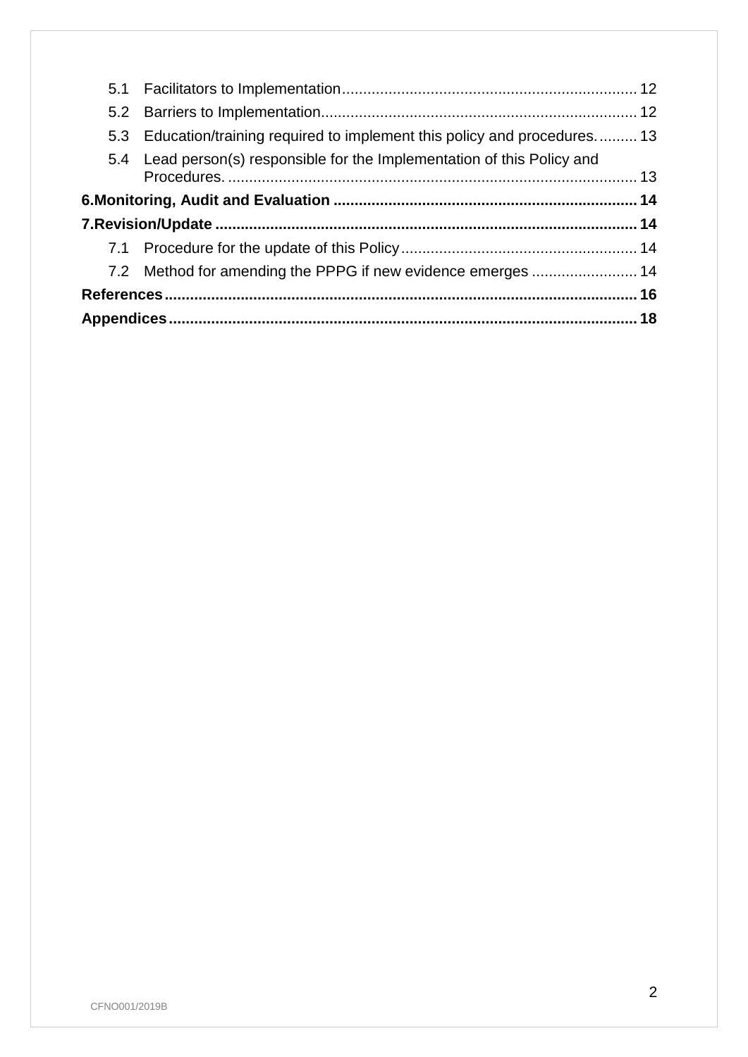5.1 Facilitators to Implementation ..................................................................... 12

5.2 Barriers to Implementation .......................................................................... 12

5.3 Education/training required to implement this policy and procedures. ......... 13

5.4 Lead person(s) responsible for the Implementation of this Policy and Procedures. ................................................................................................. 13

**6.Monitoring, Audit and Evaluation ....................................................................... 14**

**7.Revision/Update .................................................................................................. 14**

7.1 Procedure for the update of this Policy ....................................................... 14

7.2 Method for amending the PPPG if new evidence emerges ......................... 14

**References ............................................................................................................. 16**

**Appendices ............................................................................................................ 18**

CFNO001/2019B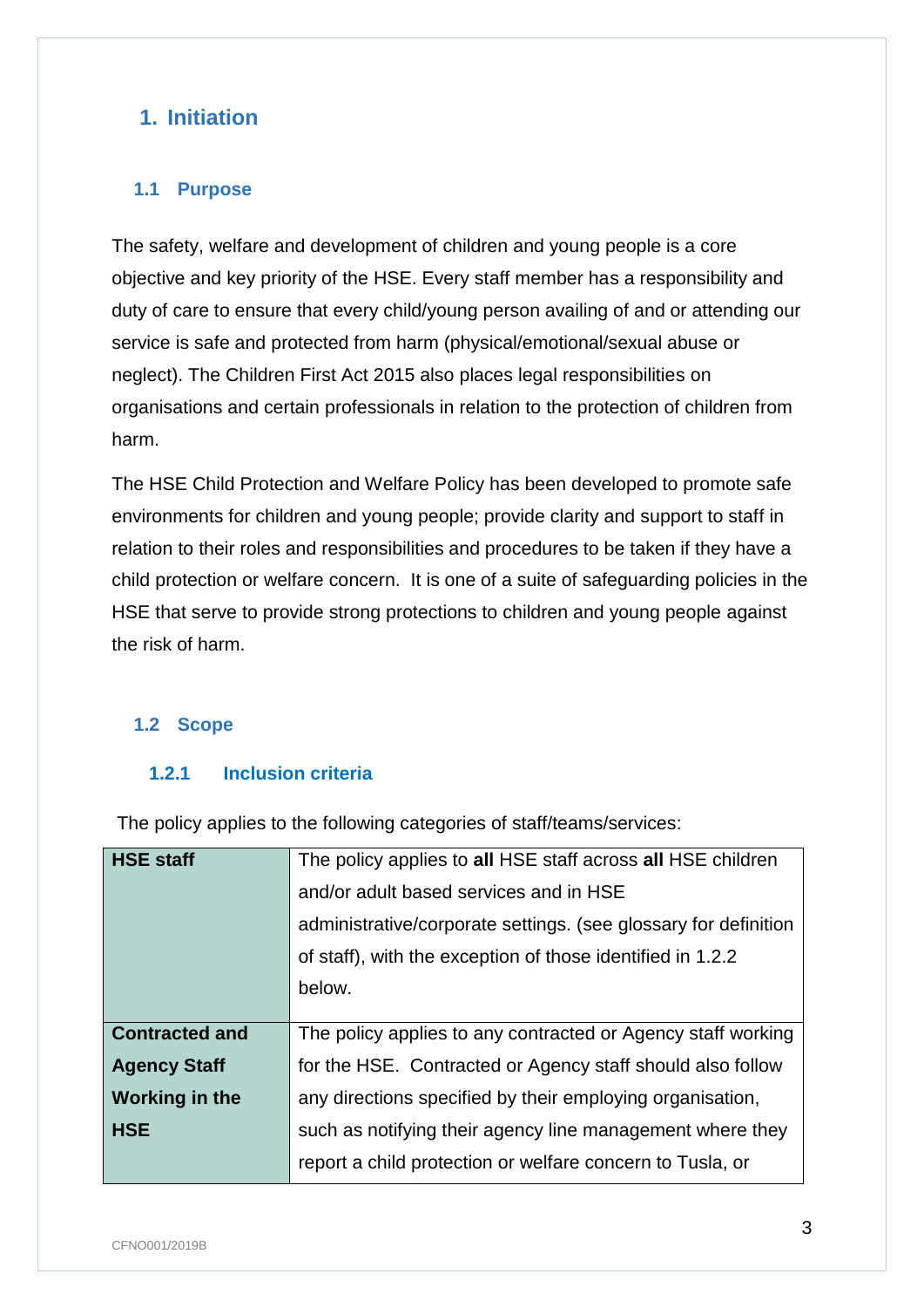## 1. Initiation

### 1.1 Purpose

The safety, welfare and development of children and young people is a core objective and key priority of the HSE. Every staff member has a responsibility and duty of care to ensure that every child/young person availing of and or attending our service is safe and protected from harm (physical/emotional/sexual abuse or neglect). The Children First Act 2015 also places legal responsibilities on organisations and certain professionals in relation to the protection of children from harm.

The HSE Child Protection and Welfare Policy has been developed to promote safe environments for children and young people; provide clarity and support to staff in relation to their roles and responsibilities and procedures to be taken if they have a child protection or welfare concern. It is one of a suite of safeguarding policies in the HSE that serve to provide strong protections to children and young people against the risk of harm.

### 1.2 Scope

#### 1.2.1 Inclusion criteria

The policy applies to the following categories of staff/teams/services:

| | |
|---|---|
| **HSE staff** | The policy applies to **all** HSE staff across **all** HSE children and/or adult based services and in HSE administrative/corporate settings. (see glossary for definition of staff), with the exception of those identified in 1.2.2 below. |
| **Contracted and Agency Staff Working in the HSE** | The policy applies to any contracted or Agency staff working for the HSE. Contracted or Agency staff should also follow any directions specified by their employing organisation, such as notifying their agency line management where they report a child protection or welfare concern to Tusla, or |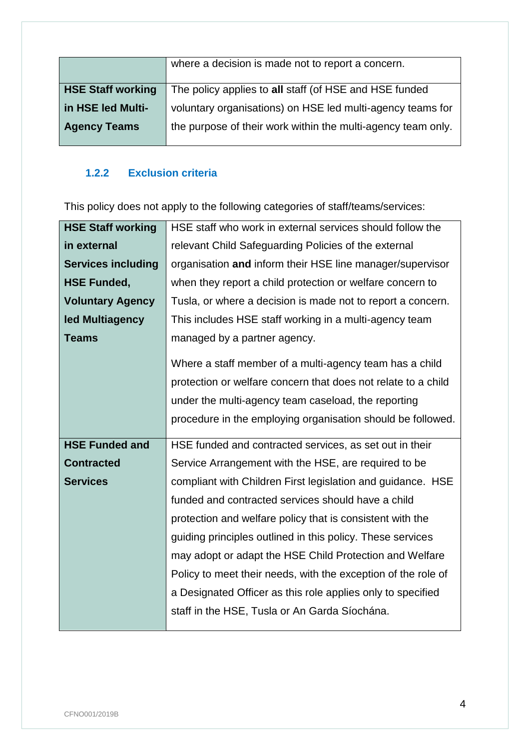| | where a decision is made not to report a concern. |
|---|---|
| **HSE Staff working in HSE led Multi-Agency Teams** | The policy applies to **all** staff (of HSE and HSE funded voluntary organisations) on HSE led multi-agency teams for the purpose of their work within the multi-agency team only. |

### 1.2.2 Exclusion criteria

This policy does not apply to the following categories of staff/teams/services:

| | |
|---|---|
| **HSE Staff working in external Services including HSE Funded, Voluntary Agency led Multiagency Teams** | HSE staff who work in external services should follow the relevant Child Safeguarding Policies of the external organisation **and** inform their HSE line manager/supervisor when they report a child protection or welfare concern to Tusla, or where a decision is made not to report a concern. This includes HSE staff working in a multi-agency team managed by a partner agency.<br><br>Where a staff member of a multi-agency team has a child protection or welfare concern that does not relate to a child under the multi-agency team caseload, the reporting procedure in the employing organisation should be followed. |
| **HSE Funded and Contracted Services** | HSE funded and contracted services, as set out in their Service Arrangement with the HSE, are required to be compliant with Children First legislation and guidance. HSE funded and contracted services should have a child protection and welfare policy that is consistent with the guiding principles outlined in this policy. These services may adopt or adapt the HSE Child Protection and Welfare Policy to meet their needs, with the exception of the role of a Designated Officer as this role applies only to specified staff in the HSE, Tusla or An Garda Síochána. |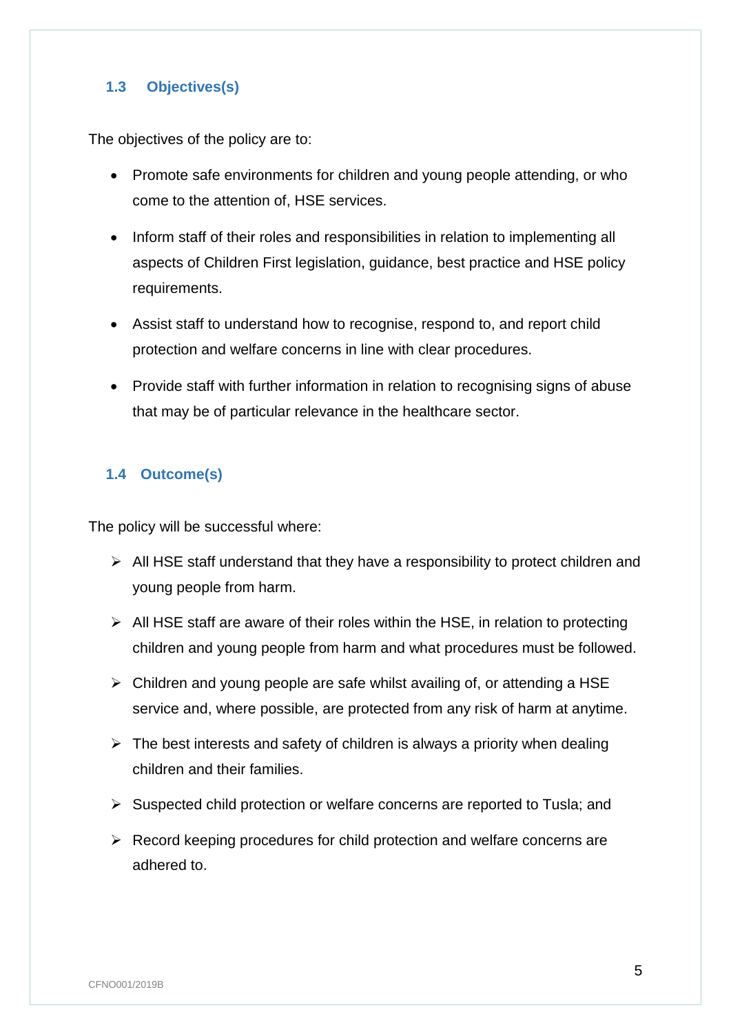### 1.3 Objectives(s)

The objectives of the policy are to:

- Promote safe environments for children and young people attending, or who come to the attention of, HSE services.
- Inform staff of their roles and responsibilities in relation to implementing all aspects of Children First legislation, guidance, best practice and HSE policy requirements.
- Assist staff to understand how to recognise, respond to, and report child protection and welfare concerns in line with clear procedures.
- Provide staff with further information in relation to recognising signs of abuse that may be of particular relevance in the healthcare sector.

### 1.4 Outcome(s)

The policy will be successful where:

- All HSE staff understand that they have a responsibility to protect children and young people from harm.
- All HSE staff are aware of their roles within the HSE, in relation to protecting children and young people from harm and what procedures must be followed.
- Children and young people are safe whilst availing of, or attending a HSE service and, where possible, are protected from any risk of harm at anytime.
- The best interests and safety of children is always a priority when dealing children and their families.
- Suspected child protection or welfare concerns are reported to Tusla; and
- Record keeping procedures for child protection and welfare concerns are adhered to.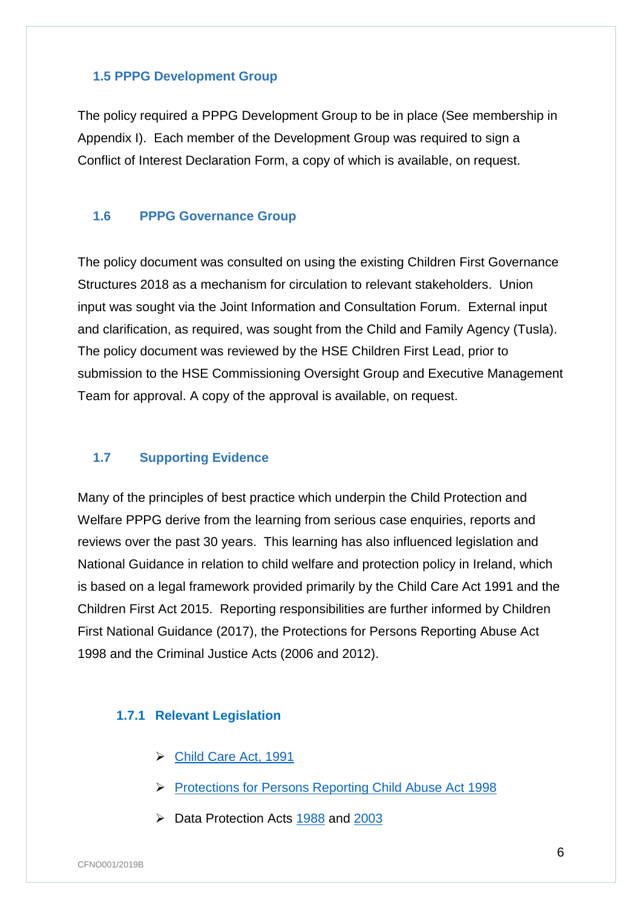### 1.5 PPPG Development Group

The policy required a PPPG Development Group to be in place (See membership in Appendix I). Each member of the Development Group was required to sign a Conflict of Interest Declaration Form, a copy of which is available, on request.

### 1.6 PPPG Governance Group

The policy document was consulted on using the existing Children First Governance Structures 2018 as a mechanism for circulation to relevant stakeholders. Union input was sought via the Joint Information and Consultation Forum. External input and clarification, as required, was sought from the Child and Family Agency (Tusla). The policy document was reviewed by the HSE Children First Lead, prior to submission to the HSE Commissioning Oversight Group and Executive Management Team for approval. A copy of the approval is available, on request.

### 1.7 Supporting Evidence

Many of the principles of best practice which underpin the Child Protection and Welfare PPPG derive from the learning from serious case enquiries, reports and reviews over the past 30 years. This learning has also influenced legislation and National Guidance in relation to child welfare and protection policy in Ireland, which is based on a legal framework provided primarily by the Child Care Act 1991 and the Children First Act 2015. Reporting responsibilities are further informed by Children First National Guidance (2017), the Protections for Persons Reporting Abuse Act 1998 and the Criminal Justice Acts (2006 and 2012).

#### 1.7.1 Relevant Legislation

- Child Care Act, 1991
- Protections for Persons Reporting Child Abuse Act 1998
- Data Protection Acts 1988 and 2003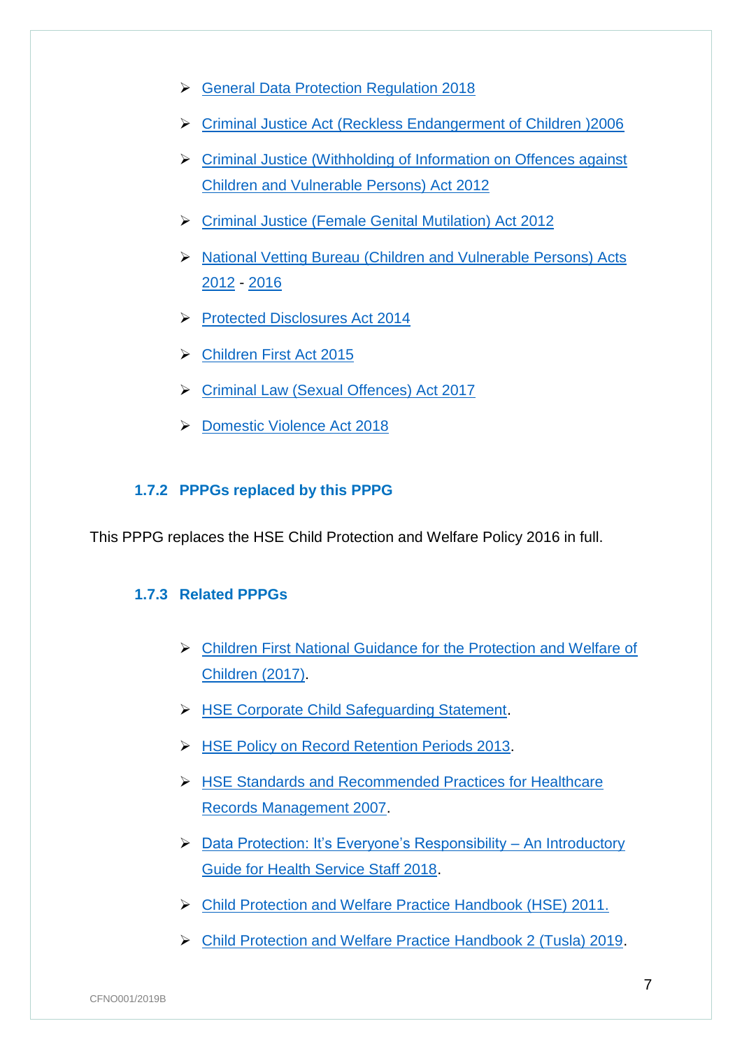- General Data Protection Regulation 2018
- Criminal Justice Act (Reckless Endangerment of Children )2006
- Criminal Justice (Withholding of Information on Offences against Children and Vulnerable Persons) Act 2012
- Criminal Justice (Female Genital Mutilation) Act 2012
- National Vetting Bureau (Children and Vulnerable Persons) Acts 2012 - 2016
- Protected Disclosures Act 2014
- Children First Act 2015
- Criminal Law (Sexual Offences) Act 2017
- Domestic Violence Act 2018

### 1.7.2 PPPGs replaced by this PPPG

This PPPG replaces the HSE Child Protection and Welfare Policy 2016 in full.

### 1.7.3 Related PPPGs

- Children First National Guidance for the Protection and Welfare of Children (2017).
- HSE Corporate Child Safeguarding Statement.
- HSE Policy on Record Retention Periods 2013.
- HSE Standards and Recommended Practices for Healthcare Records Management 2007.
- Data Protection: It's Everyone's Responsibility – An Introductory Guide for Health Service Staff 2018.
- Child Protection and Welfare Practice Handbook (HSE) 2011.
- Child Protection and Welfare Practice Handbook 2 (Tusla) 2019.

CFNO001/2019B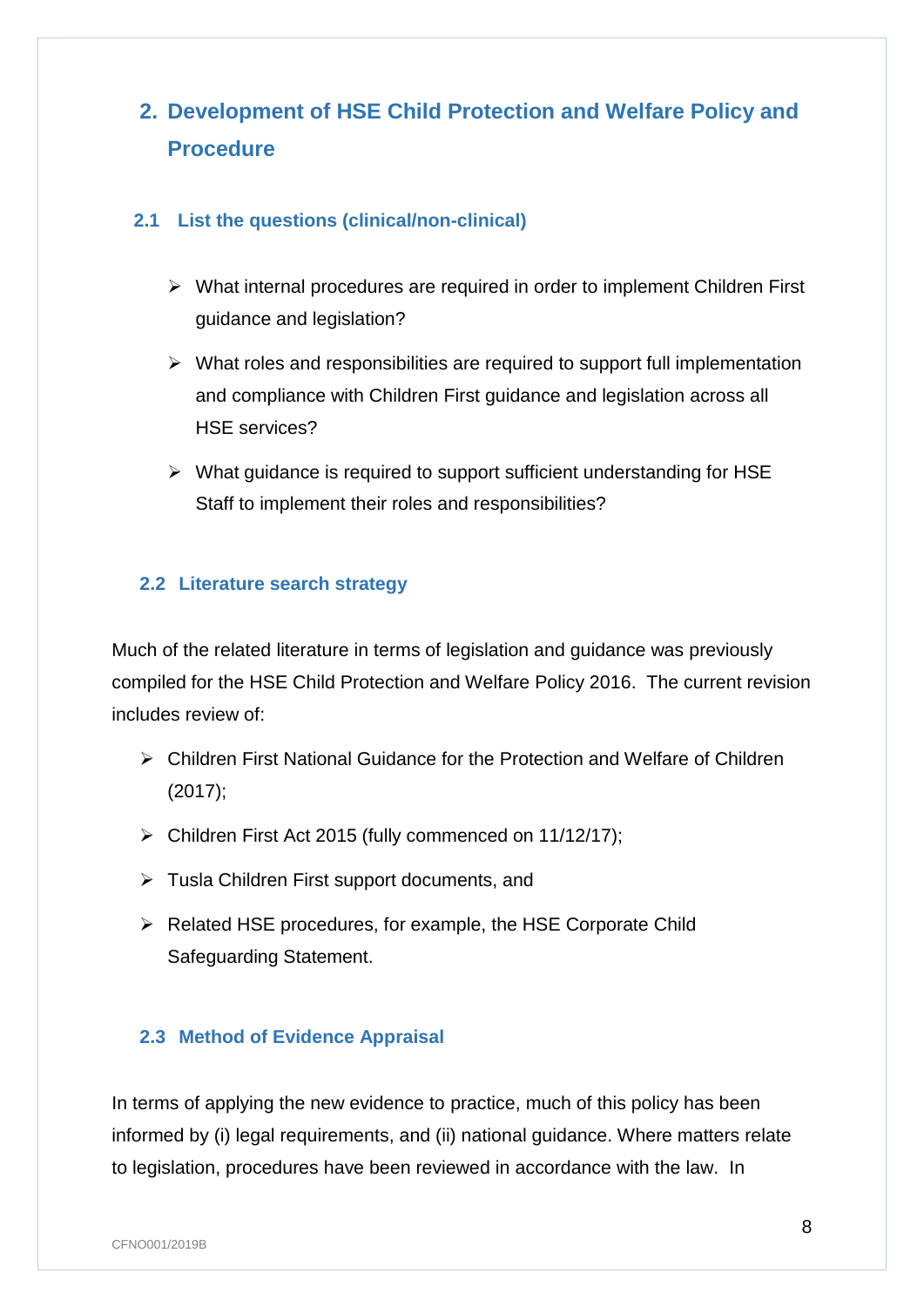# 2. Development of HSE Child Protection and Welfare Policy and Procedure

## 2.1 List the questions (clinical/non-clinical)

- What internal procedures are required in order to implement Children First guidance and legislation?
- What roles and responsibilities are required to support full implementation and compliance with Children First guidance and legislation across all HSE services?
- What guidance is required to support sufficient understanding for HSE Staff to implement their roles and responsibilities?

## 2.2 Literature search strategy

Much of the related literature in terms of legislation and guidance was previously compiled for the HSE Child Protection and Welfare Policy 2016. The current revision includes review of:

- Children First National Guidance for the Protection and Welfare of Children (2017);
- Children First Act 2015 (fully commenced on 11/12/17);
- Tusla Children First support documents, and
- Related HSE procedures, for example, the HSE Corporate Child Safeguarding Statement.

## 2.3 Method of Evidence Appraisal

In terms of applying the new evidence to practice, much of this policy has been informed by (i) legal requirements, and (ii) national guidance. Where matters relate to legislation, procedures have been reviewed in accordance with the law. In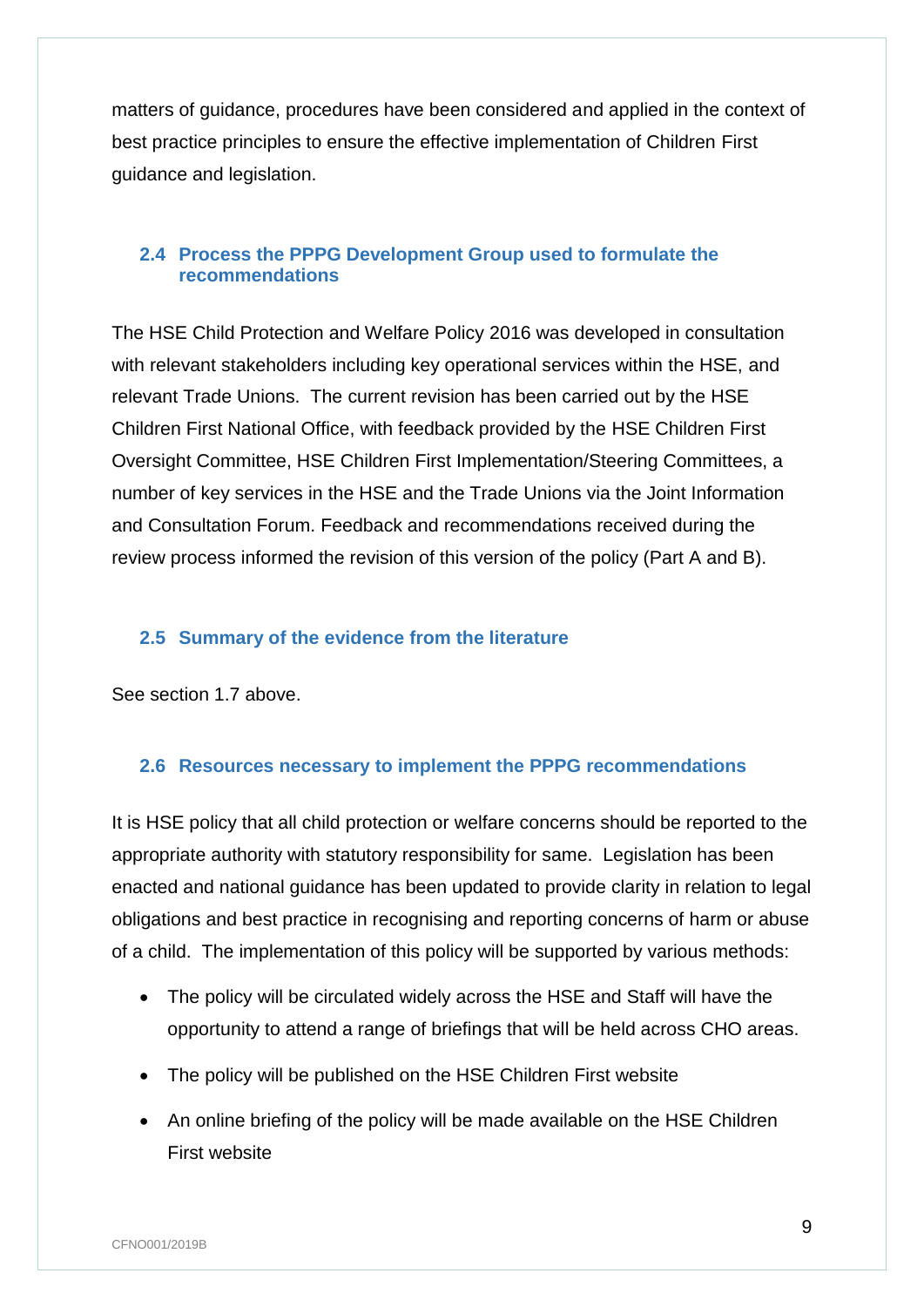matters of guidance, procedures have been considered and applied in the context of best practice principles to ensure the effective implementation of Children First guidance and legislation.

### 2.4 Process the PPPG Development Group used to formulate the recommendations

The HSE Child Protection and Welfare Policy 2016 was developed in consultation with relevant stakeholders including key operational services within the HSE, and relevant Trade Unions. The current revision has been carried out by the HSE Children First National Office, with feedback provided by the HSE Children First Oversight Committee, HSE Children First Implementation/Steering Committees, a number of key services in the HSE and the Trade Unions via the Joint Information and Consultation Forum. Feedback and recommendations received during the review process informed the revision of this version of the policy (Part A and B).

### 2.5 Summary of the evidence from the literature

See section 1.7 above.

### 2.6 Resources necessary to implement the PPPG recommendations

It is HSE policy that all child protection or welfare concerns should be reported to the appropriate authority with statutory responsibility for same. Legislation has been enacted and national guidance has been updated to provide clarity in relation to legal obligations and best practice in recognising and reporting concerns of harm or abuse of a child. The implementation of this policy will be supported by various methods:

- The policy will be circulated widely across the HSE and Staff will have the opportunity to attend a range of briefings that will be held across CHO areas.
- The policy will be published on the HSE Children First website
- An online briefing of the policy will be made available on the HSE Children First website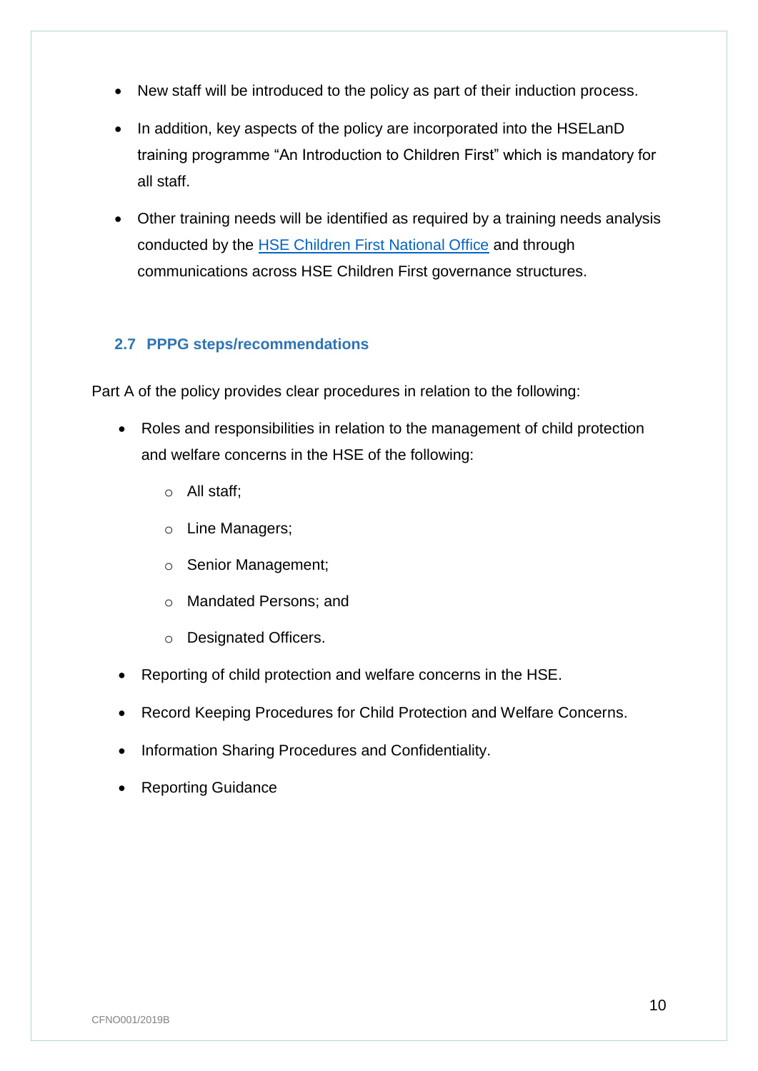- New staff will be introduced to the policy as part of their induction process.
- In addition, key aspects of the policy are incorporated into the HSELanD training programme "An Introduction to Children First" which is mandatory for all staff.
- Other training needs will be identified as required by a training needs analysis conducted by the [HSE Children First National Office]() and through communications across HSE Children First governance structures.

### 2.7 PPPG steps/recommendations

Part A of the policy provides clear procedures in relation to the following:

- Roles and responsibilities in relation to the management of child protection and welfare concerns in the HSE of the following:
  - All staff;
  - Line Managers;
  - Senior Management;
  - Mandated Persons; and
  - Designated Officers.
- Reporting of child protection and welfare concerns in the HSE.
- Record Keeping Procedures for Child Protection and Welfare Concerns.
- Information Sharing Procedures and Confidentiality.
- Reporting Guidance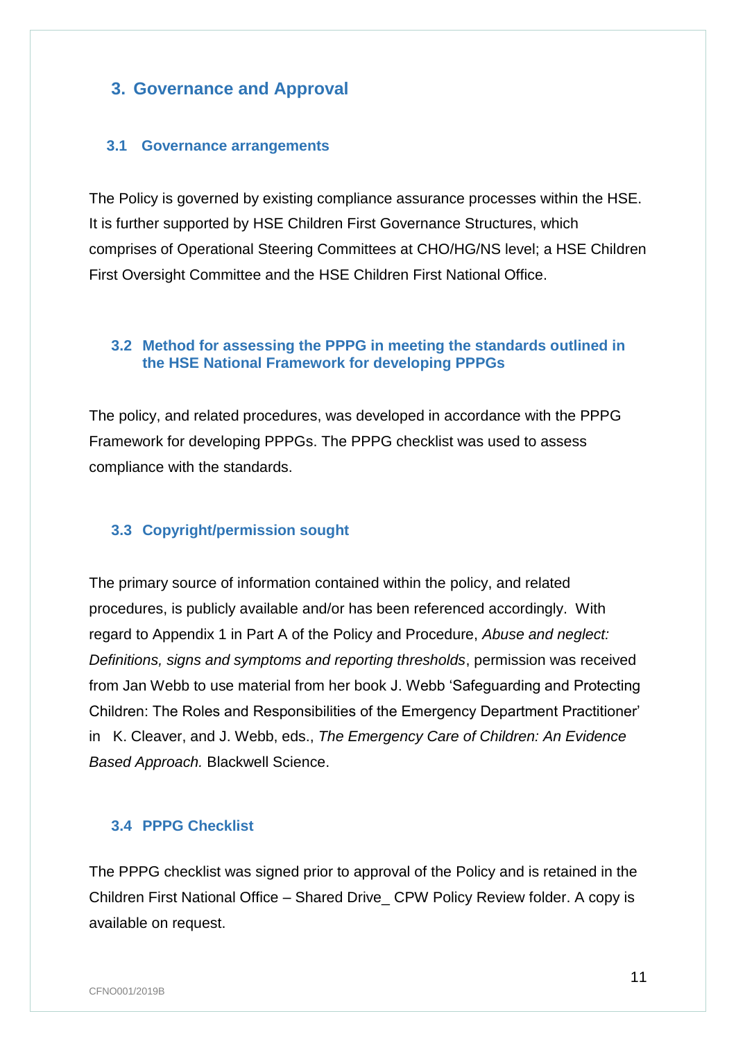## 3. Governance and Approval

### 3.1 Governance arrangements

The Policy is governed by existing compliance assurance processes within the HSE. It is further supported by HSE Children First Governance Structures, which comprises of Operational Steering Committees at CHO/HG/NS level; a HSE Children First Oversight Committee and the HSE Children First National Office.

### 3.2 Method for assessing the PPPG in meeting the standards outlined in the HSE National Framework for developing PPPGs

The policy, and related procedures, was developed in accordance with the PPPG Framework for developing PPPGs. The PPPG checklist was used to assess compliance with the standards.

### 3.3 Copyright/permission sought

The primary source of information contained within the policy, and related procedures, is publicly available and/or has been referenced accordingly. With regard to Appendix 1 in Part A of the Policy and Procedure, *Abuse and neglect: Definitions, signs and symptoms and reporting thresholds*, permission was received from Jan Webb to use material from her book J. Webb 'Safeguarding and Protecting Children: The Roles and Responsibilities of the Emergency Department Practitioner' in K. Cleaver, and J. Webb, eds., *The Emergency Care of Children: An Evidence Based Approach.* Blackwell Science.

### 3.4 PPPG Checklist

The PPPG checklist was signed prior to approval of the Policy and is retained in the Children First National Office – Shared Drive_ CPW Policy Review folder. A copy is available on request.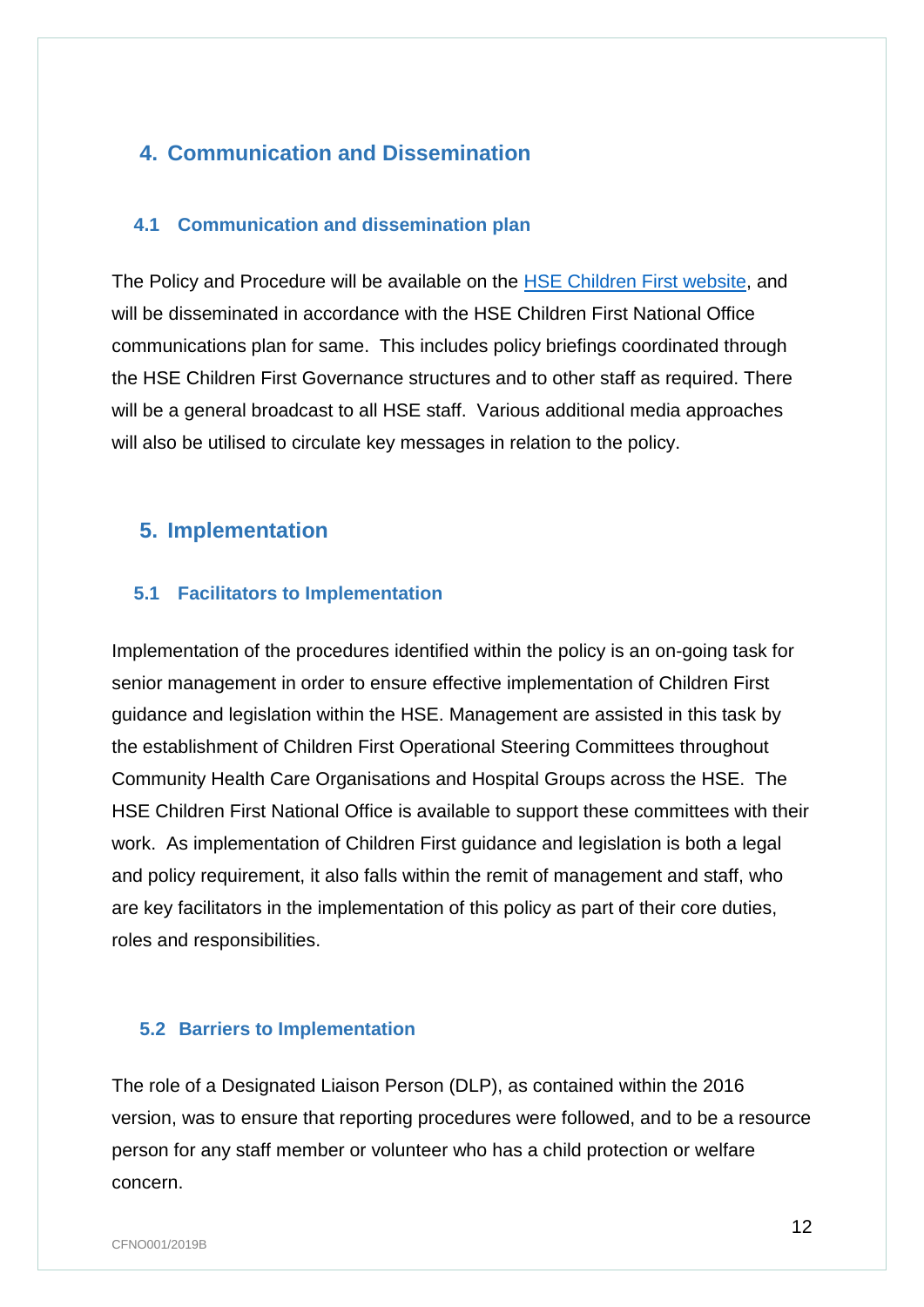## 4. Communication and Dissemination

### 4.1 Communication and dissemination plan

The Policy and Procedure will be available on the HSE Children First website, and will be disseminated in accordance with the HSE Children First National Office communications plan for same. This includes policy briefings coordinated through the HSE Children First Governance structures and to other staff as required. There will be a general broadcast to all HSE staff. Various additional media approaches will also be utilised to circulate key messages in relation to the policy.

## 5. Implementation

### 5.1 Facilitators to Implementation

Implementation of the procedures identified within the policy is an on-going task for senior management in order to ensure effective implementation of Children First guidance and legislation within the HSE. Management are assisted in this task by the establishment of Children First Operational Steering Committees throughout Community Health Care Organisations and Hospital Groups across the HSE. The HSE Children First National Office is available to support these committees with their work. As implementation of Children First guidance and legislation is both a legal and policy requirement, it also falls within the remit of management and staff, who are key facilitators in the implementation of this policy as part of their core duties, roles and responsibilities.

### 5.2 Barriers to Implementation

The role of a Designated Liaison Person (DLP), as contained within the 2016 version, was to ensure that reporting procedures were followed, and to be a resource person for any staff member or volunteer who has a child protection or welfare concern.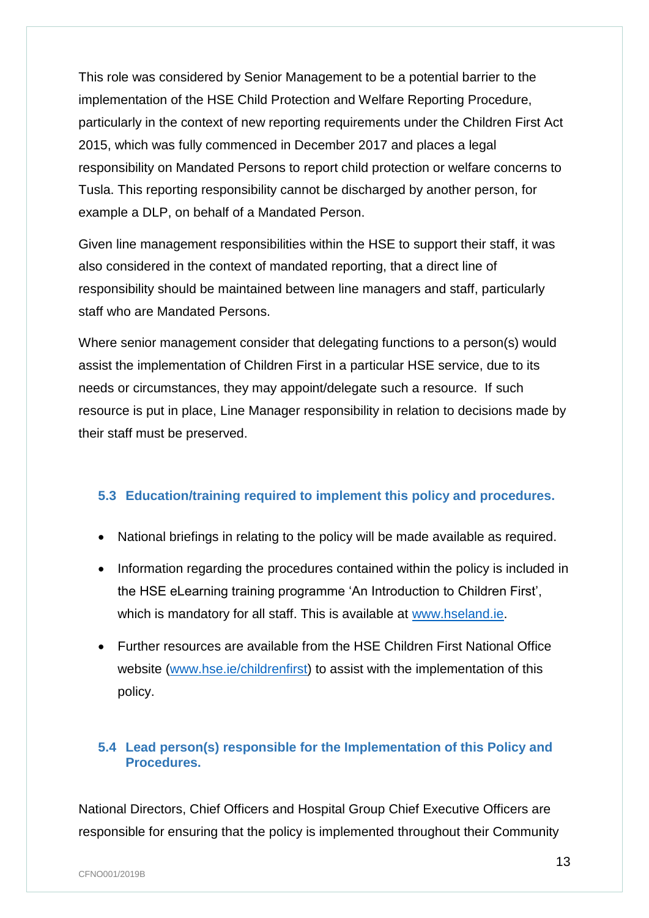This role was considered by Senior Management to be a potential barrier to the implementation of the HSE Child Protection and Welfare Reporting Procedure, particularly in the context of new reporting requirements under the Children First Act 2015, which was fully commenced in December 2017 and places a legal responsibility on Mandated Persons to report child protection or welfare concerns to Tusla. This reporting responsibility cannot be discharged by another person, for example a DLP, on behalf of a Mandated Person.

Given line management responsibilities within the HSE to support their staff, it was also considered in the context of mandated reporting, that a direct line of responsibility should be maintained between line managers and staff, particularly staff who are Mandated Persons.

Where senior management consider that delegating functions to a person(s) would assist the implementation of Children First in a particular HSE service, due to its needs or circumstances, they may appoint/delegate such a resource. If such resource is put in place, Line Manager responsibility in relation to decisions made by their staff must be preserved.

### 5.3 Education/training required to implement this policy and procedures.

- National briefings in relating to the policy will be made available as required.
- Information regarding the procedures contained within the policy is included in the HSE eLearning training programme 'An Introduction to Children First', which is mandatory for all staff. This is available at [www.hseland.ie](www.hseland.ie).
- Further resources are available from the HSE Children First National Office website ([www.hse.ie/childrenfirst](www.hse.ie/childrenfirst)) to assist with the implementation of this policy.

### 5.4 Lead person(s) responsible for the Implementation of this Policy and Procedures.

National Directors, Chief Officers and Hospital Group Chief Executive Officers are responsible for ensuring that the policy is implemented throughout their Community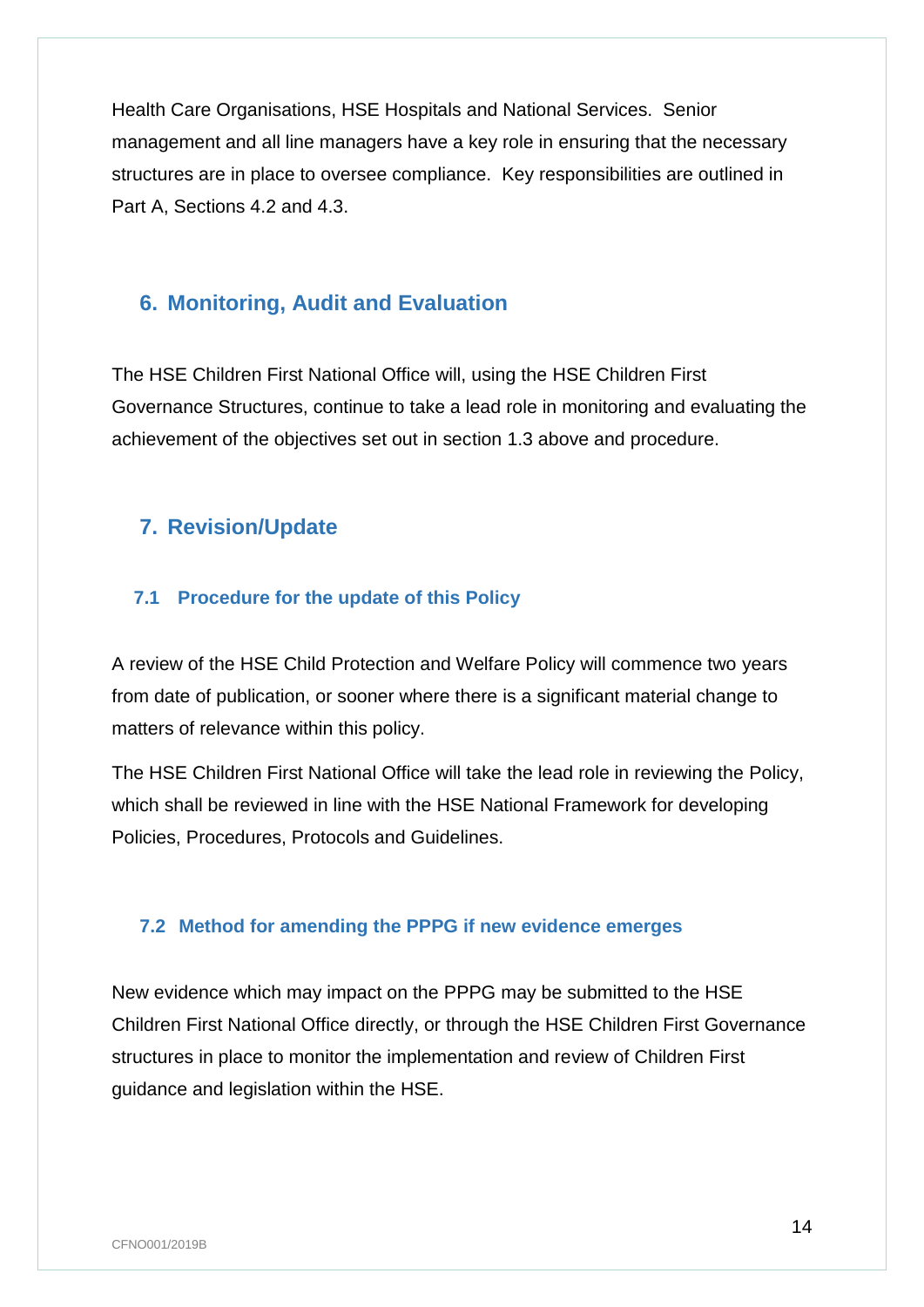Health Care Organisations, HSE Hospitals and National Services. Senior management and all line managers have a key role in ensuring that the necessary structures are in place to oversee compliance. Key responsibilities are outlined in Part A, Sections 4.2 and 4.3.

## 6. Monitoring, Audit and Evaluation

The HSE Children First National Office will, using the HSE Children First Governance Structures, continue to take a lead role in monitoring and evaluating the achievement of the objectives set out in section 1.3 above and procedure.

## 7. Revision/Update

### 7.1 Procedure for the update of this Policy

A review of the HSE Child Protection and Welfare Policy will commence two years from date of publication, or sooner where there is a significant material change to matters of relevance within this policy.

The HSE Children First National Office will take the lead role in reviewing the Policy, which shall be reviewed in line with the HSE National Framework for developing Policies, Procedures, Protocols and Guidelines.

### 7.2 Method for amending the PPPG if new evidence emerges

New evidence which may impact on the PPPG may be submitted to the HSE Children First National Office directly, or through the HSE Children First Governance structures in place to monitor the implementation and review of Children First guidance and legislation within the HSE.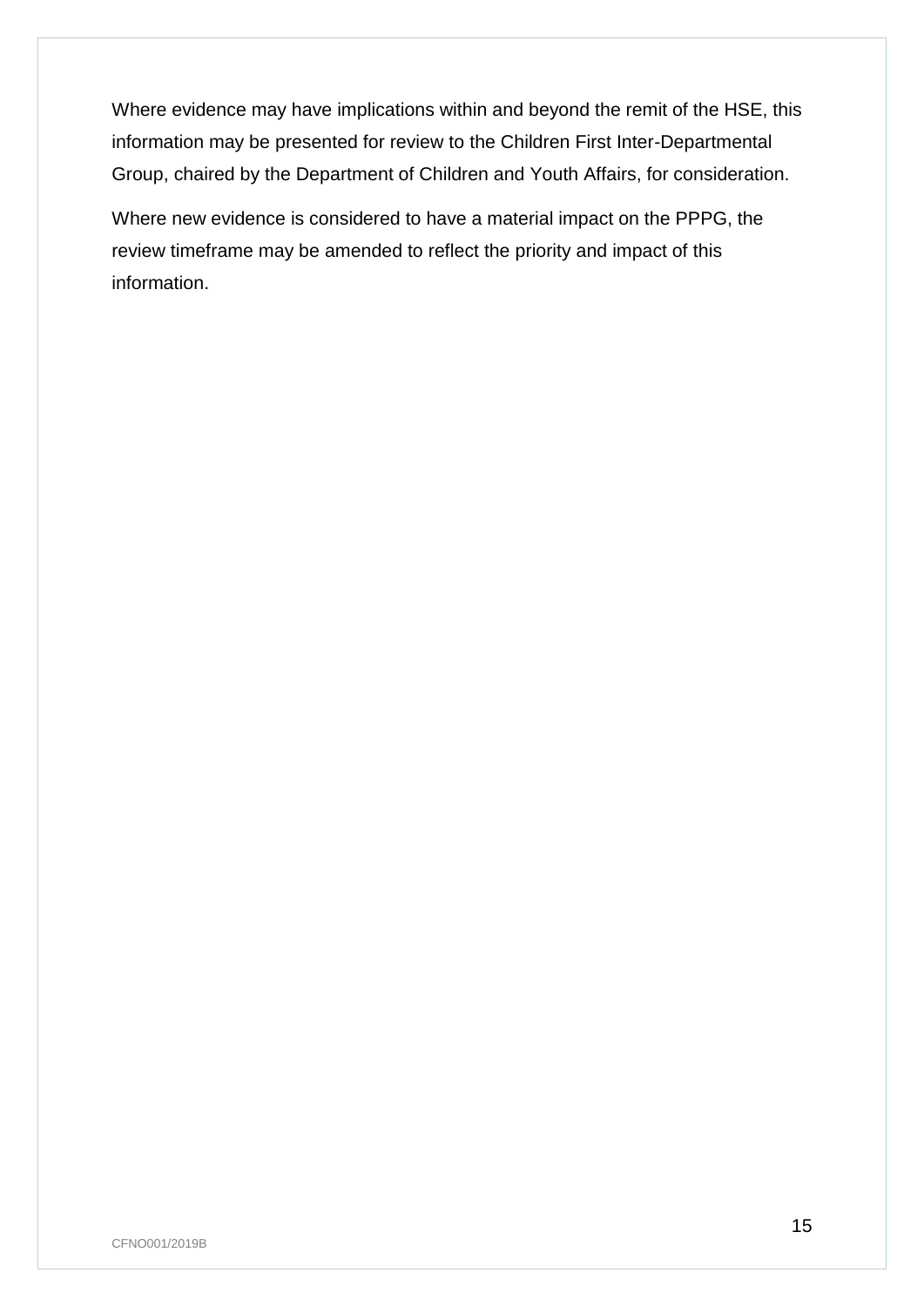Where evidence may have implications within and beyond the remit of the HSE, this information may be presented for review to the Children First Inter-Departmental Group, chaired by the Department of Children and Youth Affairs, for consideration.

Where new evidence is considered to have a material impact on the PPPG, the review timeframe may be amended to reflect the priority and impact of this information.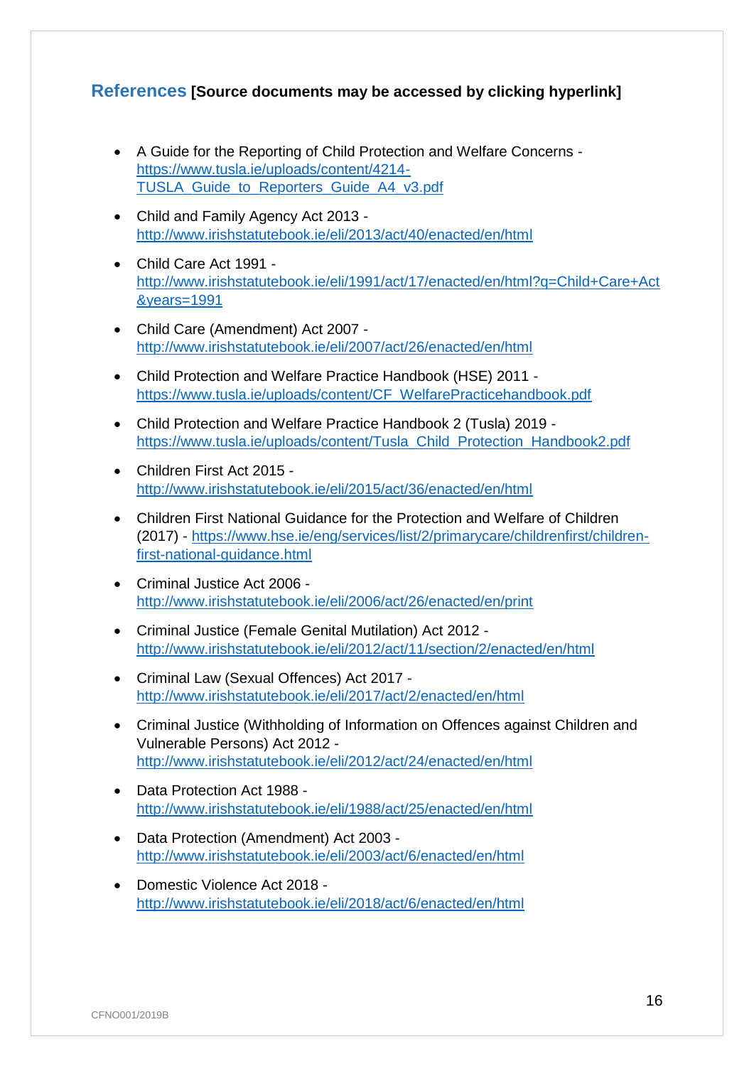## References [Source documents may be accessed by clicking hyperlink]

- A Guide for the Reporting of Child Protection and Welfare Concerns - https://www.tusla.ie/uploads/content/4214-TUSLA_Guide_to_Reporters_Guide_A4_v3.pdf
- Child and Family Agency Act 2013 - http://www.irishstatutebook.ie/eli/2013/act/40/enacted/en/html
- Child Care Act 1991 - http://www.irishstatutebook.ie/eli/1991/act/17/enacted/en/html?q=Child+Care+Act&years=1991
- Child Care (Amendment) Act 2007 - http://www.irishstatutebook.ie/eli/2007/act/26/enacted/en/html
- Child Protection and Welfare Practice Handbook (HSE) 2011 - https://www.tusla.ie/uploads/content/CF_WelfarePracticehandbook.pdf
- Child Protection and Welfare Practice Handbook 2 (Tusla) 2019 - https://www.tusla.ie/uploads/content/Tusla_Child_Protection_Handbook2.pdf
- Children First Act 2015 - http://www.irishstatutebook.ie/eli/2015/act/36/enacted/en/html
- Children First National Guidance for the Protection and Welfare of Children (2017) - https://www.hse.ie/eng/services/list/2/primarycare/childrenfirst/children-first-national-guidance.html
- Criminal Justice Act 2006 - http://www.irishstatutebook.ie/eli/2006/act/26/enacted/en/print
- Criminal Justice (Female Genital Mutilation) Act 2012 - http://www.irishstatutebook.ie/eli/2012/act/11/section/2/enacted/en/html
- Criminal Law (Sexual Offences) Act 2017 - http://www.irishstatutebook.ie/eli/2017/act/2/enacted/en/html
- Criminal Justice (Withholding of Information on Offences against Children and Vulnerable Persons) Act 2012 - http://www.irishstatutebook.ie/eli/2012/act/24/enacted/en/html
- Data Protection Act 1988 - http://www.irishstatutebook.ie/eli/1988/act/25/enacted/en/html
- Data Protection (Amendment) Act 2003 - http://www.irishstatutebook.ie/eli/2003/act/6/enacted/en/html
- Domestic Violence Act 2018 - http://www.irishstatutebook.ie/eli/2018/act/6/enacted/en/html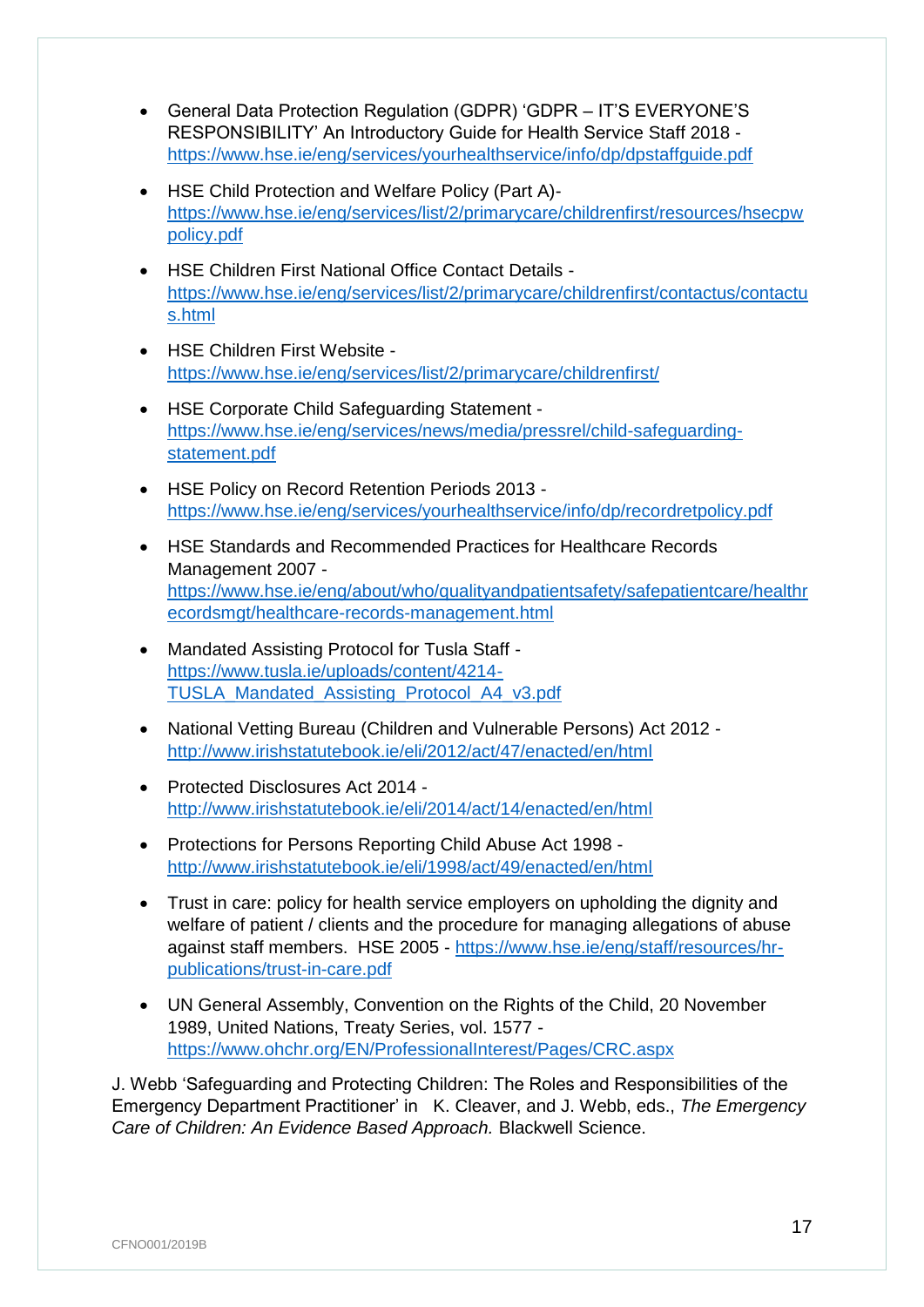- General Data Protection Regulation (GDPR) 'GDPR – IT'S EVERYONE'S RESPONSIBILITY' An Introductory Guide for Health Service Staff 2018 - https://www.hse.ie/eng/services/yourhealthservice/info/dp/dpstaffguide.pdf

- HSE Child Protection and Welfare Policy (Part A)- https://www.hse.ie/eng/services/list/2/primarycare/childrenfirst/resources/hsecpwpolicy.pdf

- HSE Children First National Office Contact Details - https://www.hse.ie/eng/services/list/2/primarycare/childrenfirst/contactus/contactus.html

- HSE Children First Website - https://www.hse.ie/eng/services/list/2/primarycare/childrenfirst/

- HSE Corporate Child Safeguarding Statement - https://www.hse.ie/eng/services/news/media/pressrel/child-safeguarding-statement.pdf

- HSE Policy on Record Retention Periods 2013 - https://www.hse.ie/eng/services/yourhealthservice/info/dp/recordretpolicy.pdf

- HSE Standards and Recommended Practices for Healthcare Records Management 2007 - https://www.hse.ie/eng/about/who/qualityandpatientsafety/safepatientcare/healthrecordsmgt/healthcare-records-management.html

- Mandated Assisting Protocol for Tusla Staff - https://www.tusla.ie/uploads/content/4214-TUSLA_Mandated_Assisting_Protocol_A4_v3.pdf

- National Vetting Bureau (Children and Vulnerable Persons) Act 2012 - http://www.irishstatutebook.ie/eli/2012/act/47/enacted/en/html

- Protected Disclosures Act 2014 - http://www.irishstatutebook.ie/eli/2014/act/14/enacted/en/html

- Protections for Persons Reporting Child Abuse Act 1998 - http://www.irishstatutebook.ie/eli/1998/act/49/enacted/en/html

- Trust in care: policy for health service employers on upholding the dignity and welfare of patient / clients and the procedure for managing allegations of abuse against staff members. HSE 2005 - https://www.hse.ie/eng/staff/resources/hr-publications/trust-in-care.pdf

- UN General Assembly, Convention on the Rights of the Child, 20 November 1989, United Nations, Treaty Series, vol. 1577 - https://www.ohchr.org/EN/ProfessionalInterest/Pages/CRC.aspx

J. Webb 'Safeguarding and Protecting Children: The Roles and Responsibilities of the Emergency Department Practitioner' in K. Cleaver, and J. Webb, eds., *The Emergency Care of Children: An Evidence Based Approach.* Blackwell Science.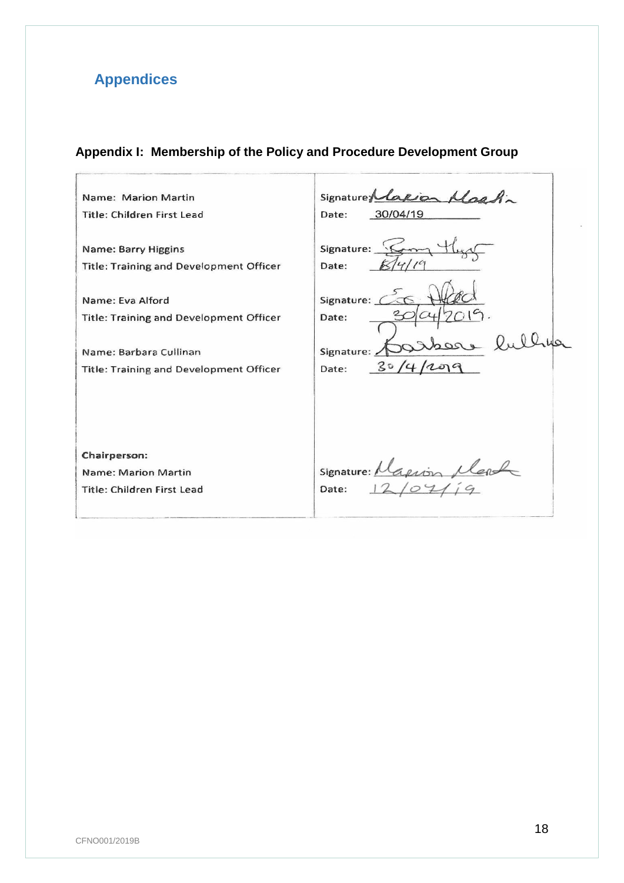# Appendices

### Appendix I: Membership of the Policy and Procedure Development Group

| | |
|---|---|
| Name: Marion Martin<br>Title: Children First Lead | Signature: Marion Martin<br>Date: 30/04/19 |
| Name: Barry Higgins<br>Title: Training and Development Officer | Signature: Barry Higgins<br>Date: 8/4/19 |
| Name: Eva Alford<br>Title: Training and Development Officer | Signature: Eva Alford<br>Date: 30/04/2019. |
| Name: Barbara Cullinan<br>Title: Training and Development Officer | Signature: Barbara Cullinan<br>Date: 30/4/2019 |
| **Chairperson:**<br>Name: Marion Martin<br>Title: Children First Lead | Signature: Marion Martin<br>Date: 12/07/19 |

CFNO001/2019B